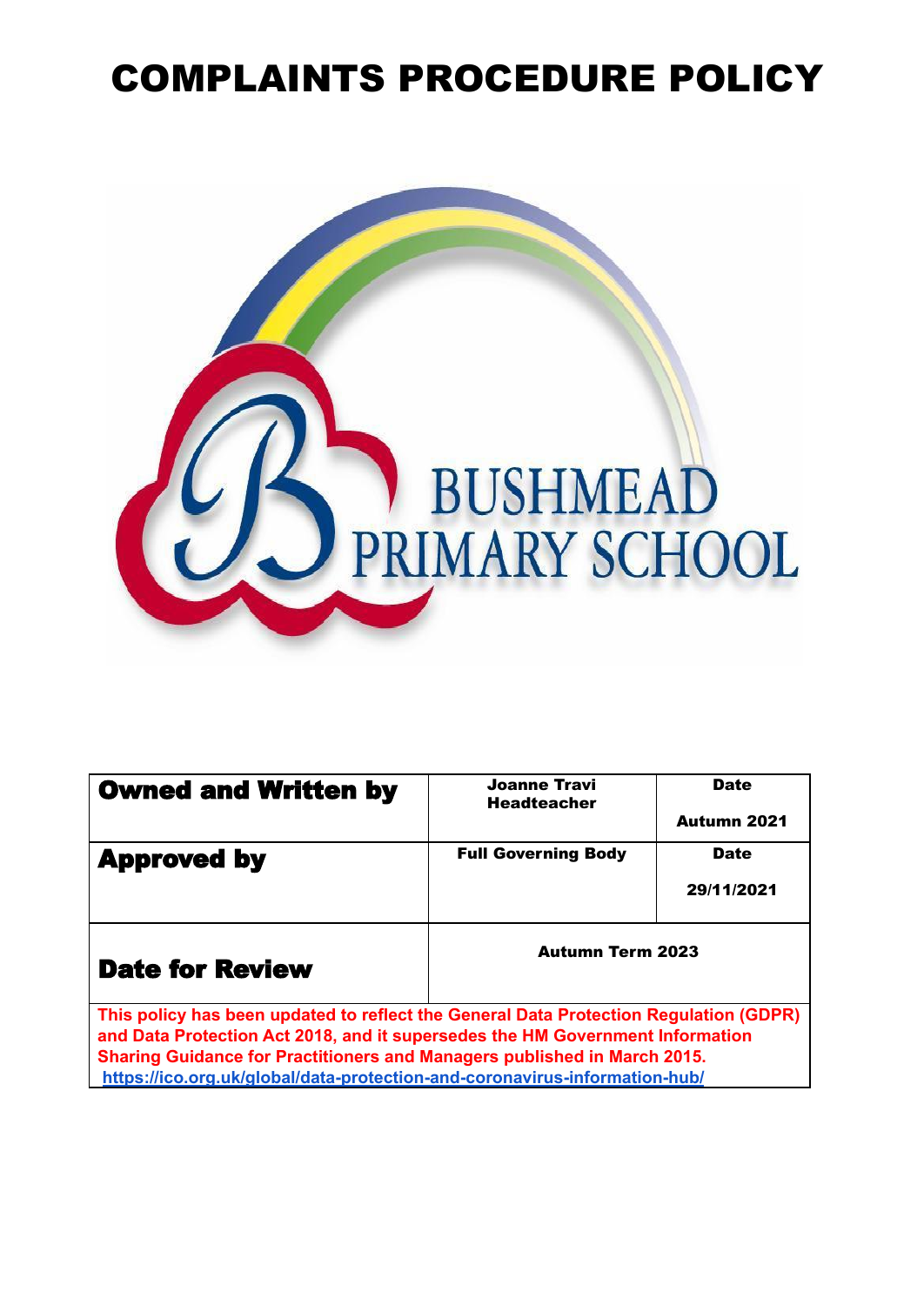# COMPLAINTS PROCEDURE POLICY

BUSHMEAD PRIMARY SCHOOL

| **Owned and Written by** | **Joanne Travi Headteacher** | **Date** **Autumn 2021** |
|---|---|---|
| **Approved by** | **Full Governing Body** | **Date** **29/11/2021** |
| **Date for Review** | **Autumn Term 2023** | |

**This policy has been updated to reflect the General Data Protection Regulation (GDPR) and Data Protection Act 2018, and it supersedes the HM Government Information Sharing Guidance for Practitioners and Managers published in March 2015.**
**https://ico.org.uk/global/data-protection-and-coronavirus-information-hub/**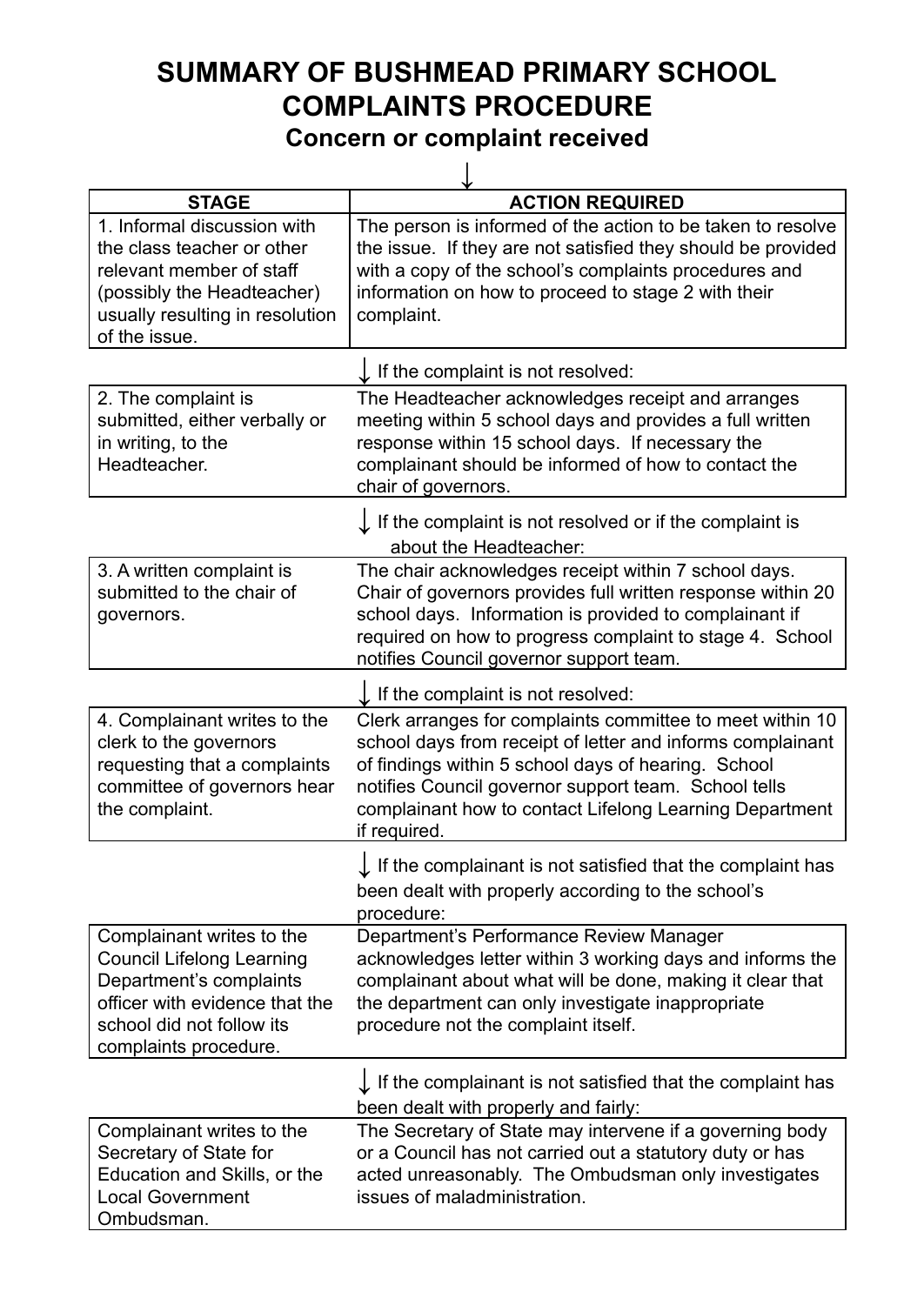# SUMMARY OF BUSHMEAD PRIMARY SCHOOL COMPLAINTS PROCEDURE

## Concern or complaint received

↓

| STAGE | ACTION REQUIRED |
|---|---|
| 1. Informal discussion with the class teacher or other relevant member of staff (possibly the Headteacher) usually resulting in resolution of the issue. | The person is informed of the action to be taken to resolve the issue. If they are not satisfied they should be provided with a copy of the school's complaints procedures and information on how to proceed to stage 2 with their complaint. |
| | ↓ If the complaint is not resolved: |
| 2. The complaint is submitted, either verbally or in writing, to the Headteacher. | The Headteacher acknowledges receipt and arranges meeting within 5 school days and provides a full written response within 15 school days. If necessary the complainant should be informed of how to contact the chair of governors. |
| | ↓ If the complaint is not resolved or if the complaint is about the Headteacher: |
| 3. A written complaint is submitted to the chair of governors. | The chair acknowledges receipt within 7 school days. Chair of governors provides full written response within 20 school days. Information is provided to complainant if required on how to progress complaint to stage 4. School notifies Council governor support team. |
| | ↓ If the complaint is not resolved: |
| 4. Complainant writes to the clerk to the governors requesting that a complaints committee of governors hear the complaint. | Clerk arranges for complaints committee to meet within 10 school days from receipt of letter and informs complainant of findings within 5 school days of hearing. School notifies Council governor support team. School tells complainant how to contact Lifelong Learning Department if required. |
| | ↓ If the complainant is not satisfied that the complaint has been dealt with properly according to the school's procedure: |
| Complainant writes to the Council Lifelong Learning Department's complaints officer with evidence that the school did not follow its complaints procedure. | Department's Performance Review Manager acknowledges letter within 3 working days and informs the complainant about what will be done, making it clear that the department can only investigate inappropriate procedure not the complaint itself. |
| | ↓ If the complainant is not satisfied that the complaint has been dealt with properly and fairly: |
| Complainant writes to the Secretary of State for Education and Skills, or the Local Government Ombudsman. | The Secretary of State may intervene if a governing body or a Council has not carried out a statutory duty or has acted unreasonably. The Ombudsman only investigates issues of maladministration. |